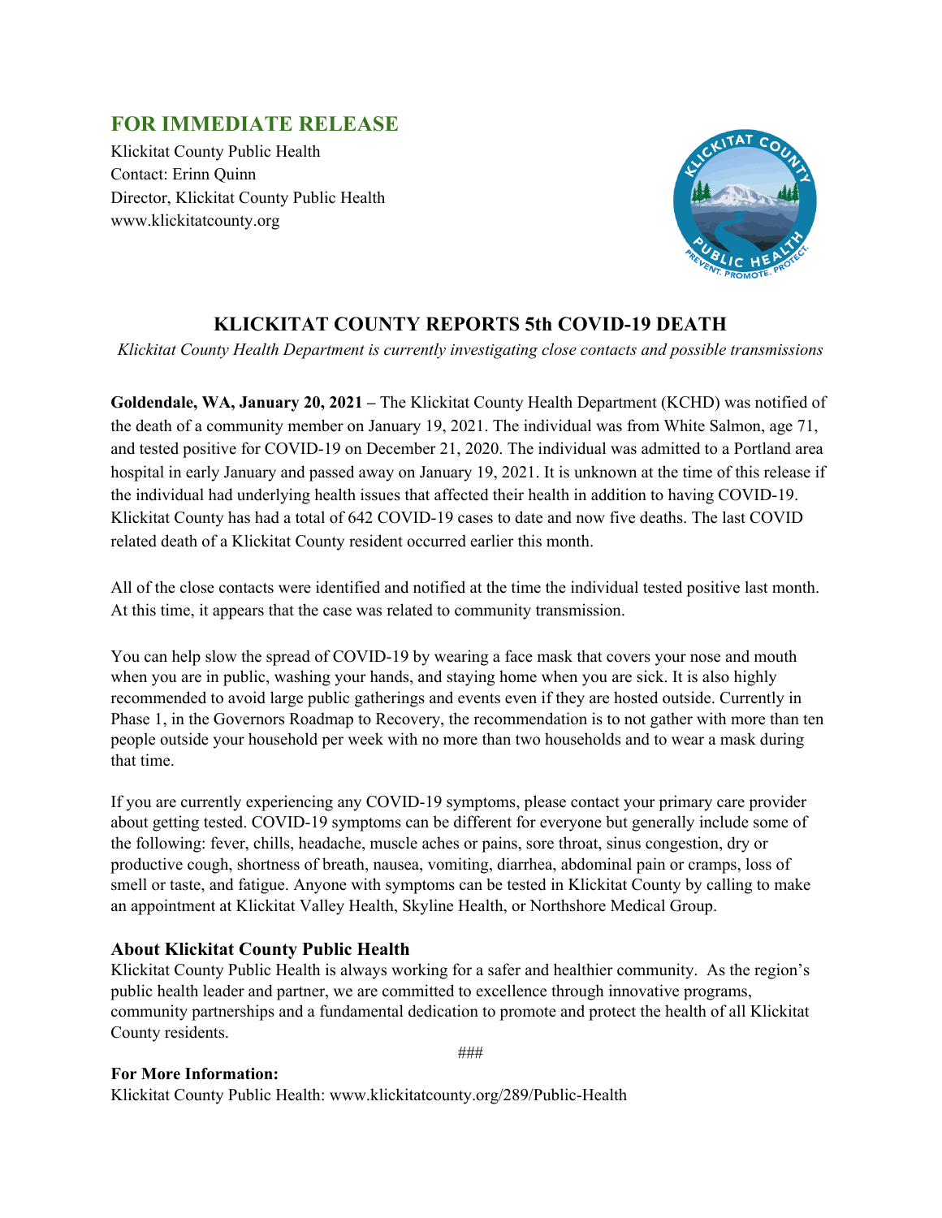## FOR IMMEDIATE RELEASE

Klickitat County Public Health
Contact: Erinn Quinn
Director, Klickitat County Public Health
www.klickitatcounty.org

# KLICKITAT COUNTY REPORTS 5th COVID-19 DEATH

*Klickitat County Health Department is currently investigating close contacts and possible transmissions*

**Goldendale, WA, January 20, 2021 –** The Klickitat County Health Department (KCHD) was notified of the death of a community member on January 19, 2021. The individual was from White Salmon, age 71, and tested positive for COVID-19 on December 21, 2020. The individual was admitted to a Portland area hospital in early January and passed away on January 19, 2021. It is unknown at the time of this release if the individual had underlying health issues that affected their health in addition to having COVID-19. Klickitat County has had a total of 642 COVID-19 cases to date and now five deaths. The last COVID related death of a Klickitat County resident occurred earlier this month.

All of the close contacts were identified and notified at the time the individual tested positive last month. At this time, it appears that the case was related to community transmission.

You can help slow the spread of COVID-19 by wearing a face mask that covers your nose and mouth when you are in public, washing your hands, and staying home when you are sick. It is also highly recommended to avoid large public gatherings and events even if they are hosted outside. Currently in Phase 1, in the Governors Roadmap to Recovery, the recommendation is to not gather with more than ten people outside your household per week with no more than two households and to wear a mask during that time.

If you are currently experiencing any COVID-19 symptoms, please contact your primary care provider about getting tested. COVID-19 symptoms can be different for everyone but generally include some of the following: fever, chills, headache, muscle aches or pains, sore throat, sinus congestion, dry or productive cough, shortness of breath, nausea, vomiting, diarrhea, abdominal pain or cramps, loss of smell or taste, and fatigue. Anyone with symptoms can be tested in Klickitat County by calling to make an appointment at Klickitat Valley Health, Skyline Health, or Northshore Medical Group.

### About Klickitat County Public Health

Klickitat County Public Health is always working for a safer and healthier community. As the region's public health leader and partner, we are committed to excellence through innovative programs, community partnerships and a fundamental dedication to promote and protect the health of all Klickitat County residents.

###

**For More Information:**
Klickitat County Public Health: www.klickitatcounty.org/289/Public-Health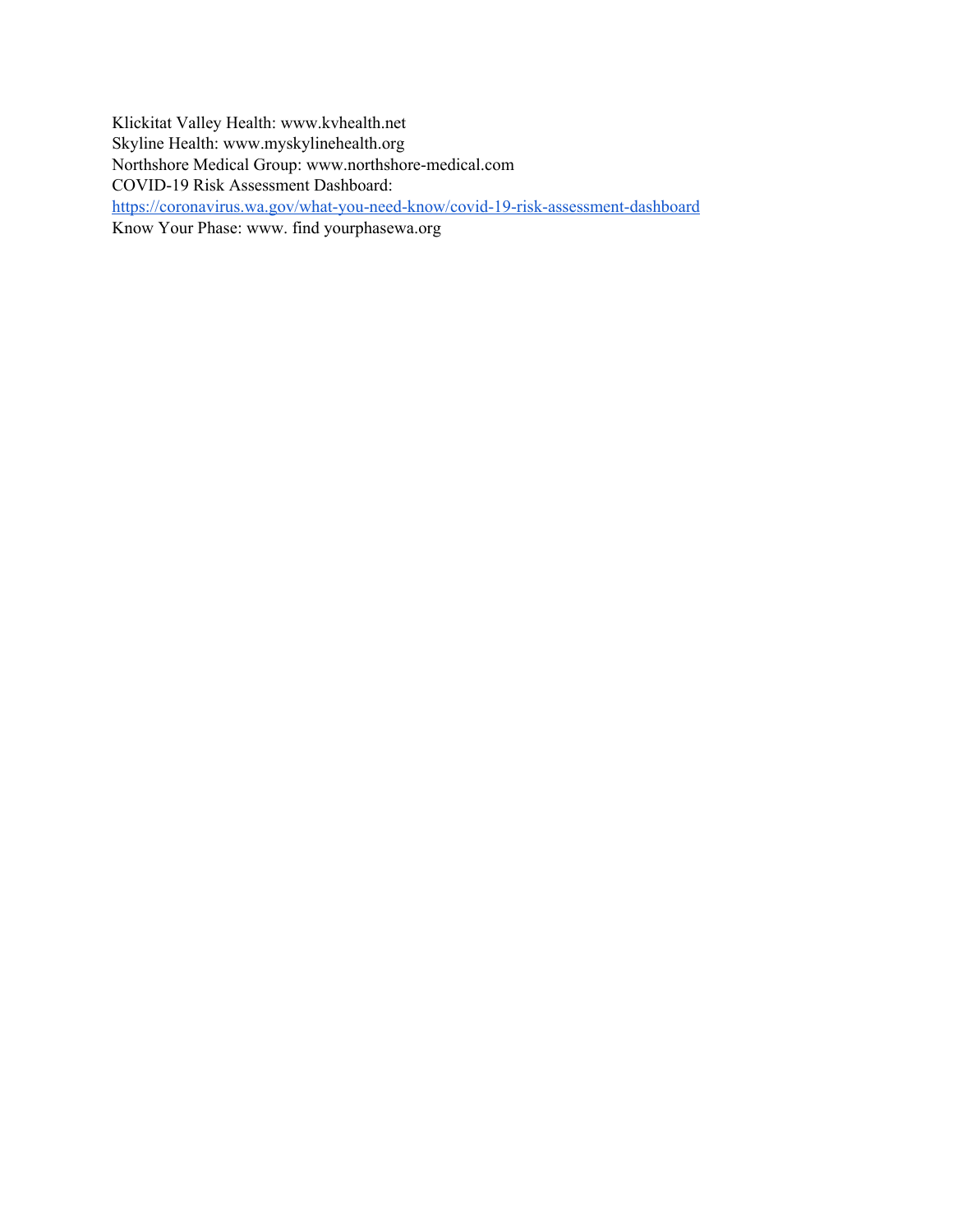Klickitat Valley Health: www.kvhealth.net
Skyline Health: www.myskylinehealth.org
Northshore Medical Group: www.northshore-medical.com
COVID-19 Risk Assessment Dashboard:
https://coronavirus.wa.gov/what-you-need-know/covid-19-risk-assessment-dashboard
Know Your Phase: www. find yourphasewa.org